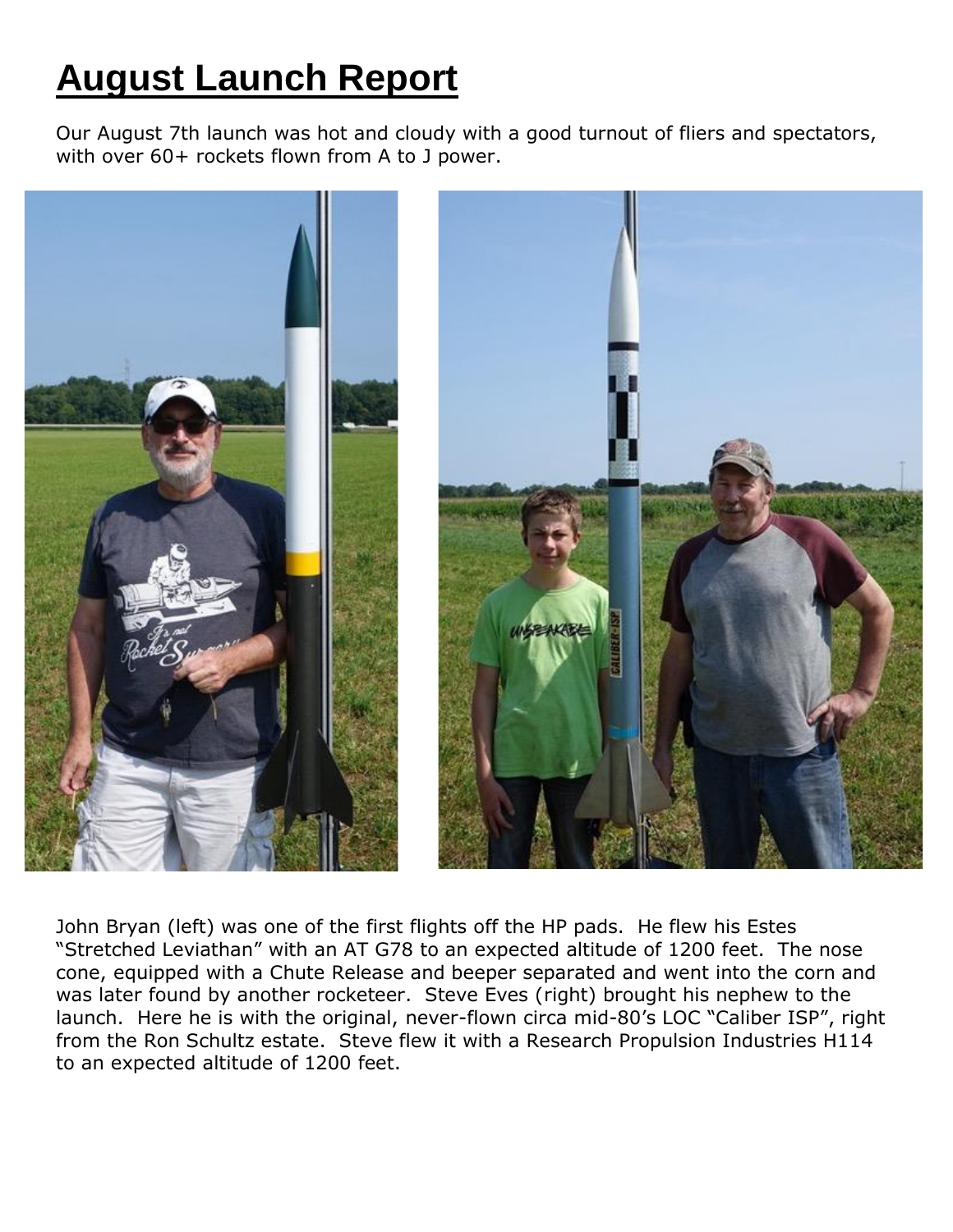# August Launch Report

Our August 7th launch was hot and cloudy with a good turnout of fliers and spectators, with over 60+ rockets flown from A to J power.

John Bryan (left) was one of the first flights off the HP pads. He flew his Estes "Stretched Leviathan" with an AT G78 to an expected altitude of 1200 feet. The nose cone, equipped with a Chute Release and beeper separated and went into the corn and was later found by another rocketeer. Steve Eves (right) brought his nephew to the launch. Here he is with the original, never-flown circa mid-80's LOC "Caliber ISP", right from the Ron Schultz estate. Steve flew it with a Research Propulsion Industries H114 to an expected altitude of 1200 feet.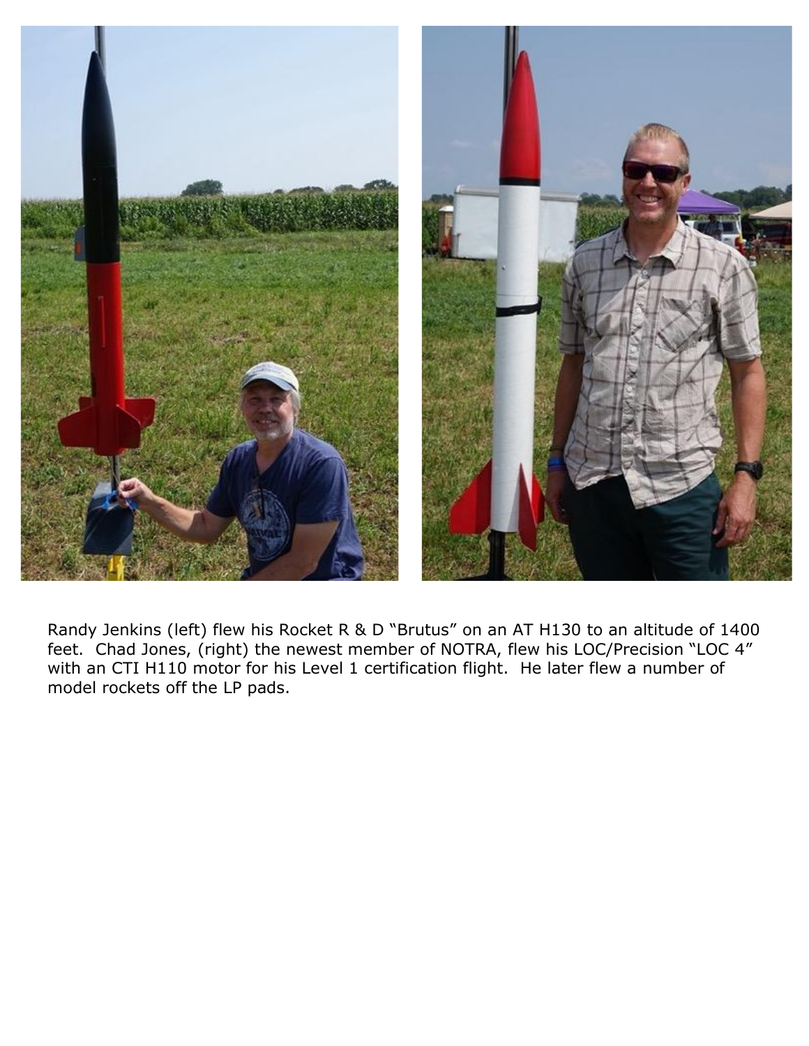Randy Jenkins (left) flew his Rocket R & D “Brutus” on an AT H130 to an altitude of 1400 feet. Chad Jones, (right) the newest member of NOTRA, flew his LOC/Precision “LOC 4” with an CTI H110 motor for his Level 1 certification flight. He later flew a number of model rockets off the LP pads.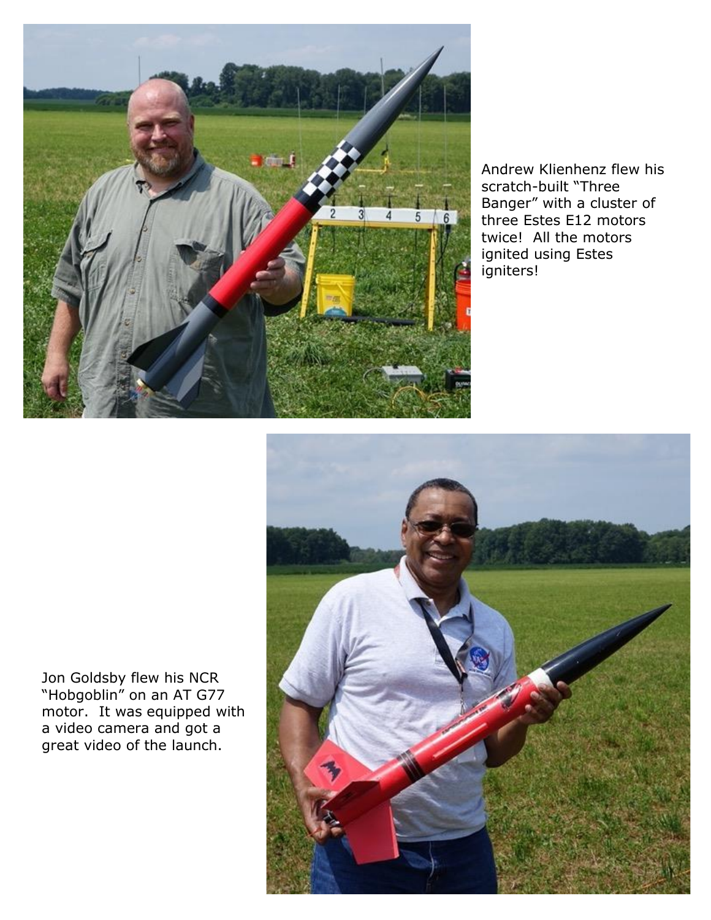Andrew Klienhenz flew his scratch-built "Three Banger" with a cluster of three Estes E12 motors twice! All the motors ignited using Estes igniters!

Jon Goldsby flew his NCR "Hobgoblin" on an AT G77 motor. It was equipped with a video camera and got a great video of the launch.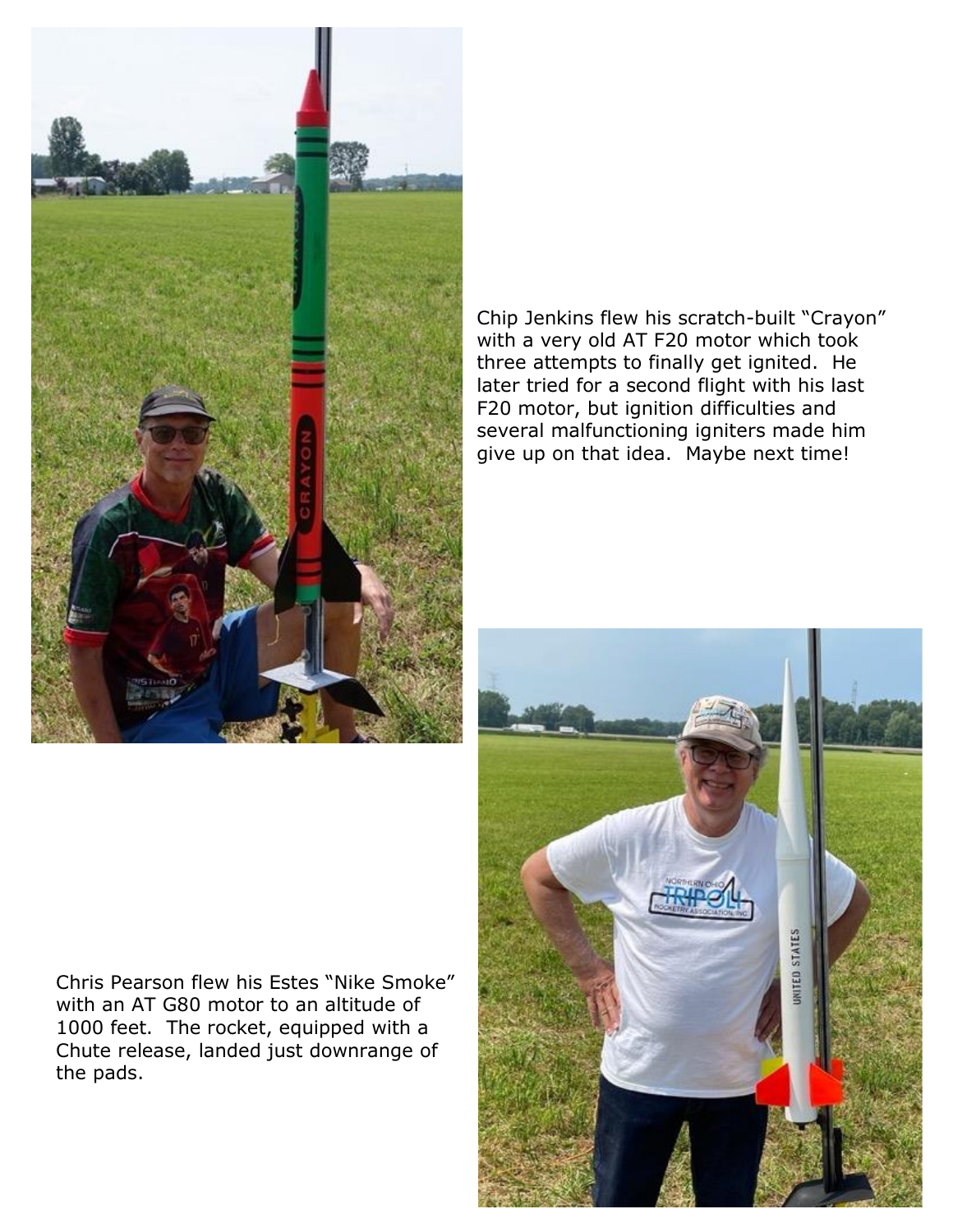Chip Jenkins flew his scratch-built "Crayon" with a very old AT F20 motor which took three attempts to finally get ignited. He later tried for a second flight with his last F20 motor, but ignition difficulties and several malfunctioning igniters made him give up on that idea. Maybe next time!

Chris Pearson flew his Estes "Nike Smoke" with an AT G80 motor to an altitude of 1000 feet. The rocket, equipped with a Chute release, landed just downrange of the pads.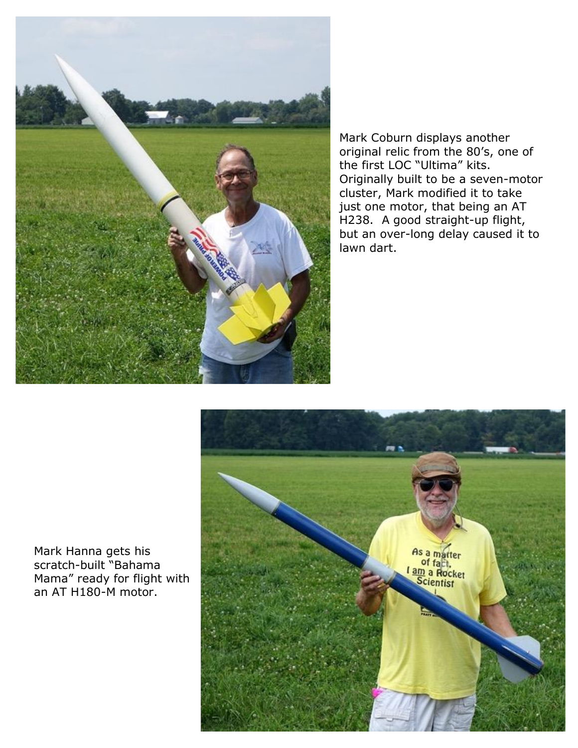Mark Coburn displays another original relic from the 80's, one of the first LOC "Ultima" kits. Originally built to be a seven-motor cluster, Mark modified it to take just one motor, that being an AT H238. A good straight-up flight, but an over-long delay caused it to lawn dart.

Mark Hanna gets his scratch-built "Bahama Mama" ready for flight with an AT H180-M motor.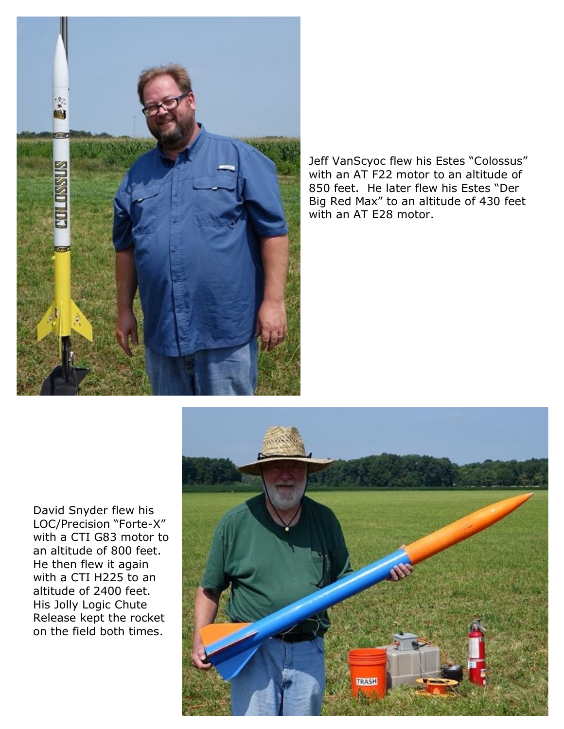Jeff VanScyoc flew his Estes “Colossus” with an AT F22 motor to an altitude of 850 feet. He later flew his Estes “Der Big Red Max” to an altitude of 430 feet with an AT E28 motor.

David Snyder flew his LOC/Precision “Forte-X” with a CTI G83 motor to an altitude of 800 feet. He then flew it again with a CTI H225 to an altitude of 2400 feet. His Jolly Logic Chute Release kept the rocket on the field both times.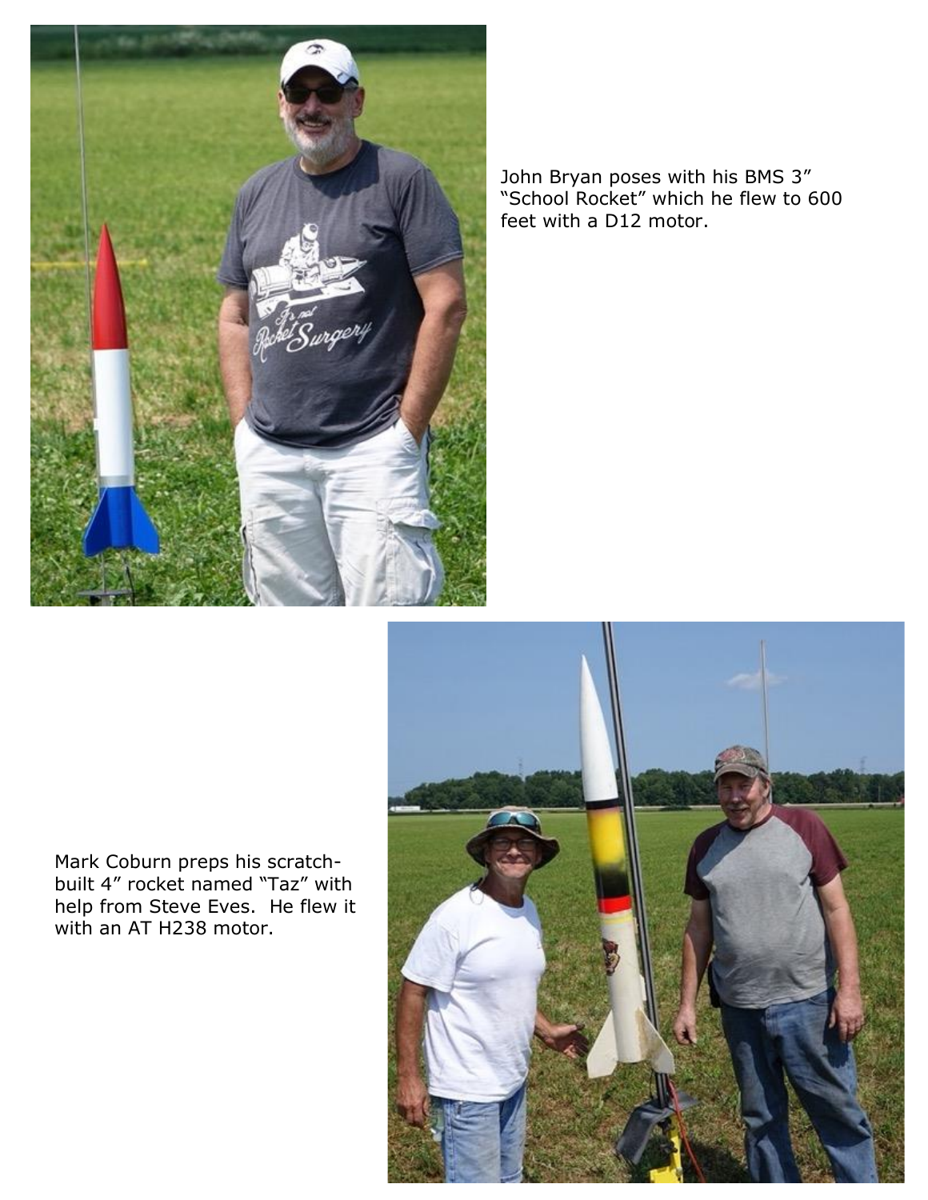John Bryan poses with his BMS 3” “School Rocket” which he flew to 600 feet with a D12 motor.

Mark Coburn preps his scratch-built 4” rocket named “Taz” with help from Steve Eves. He flew it with an AT H238 motor.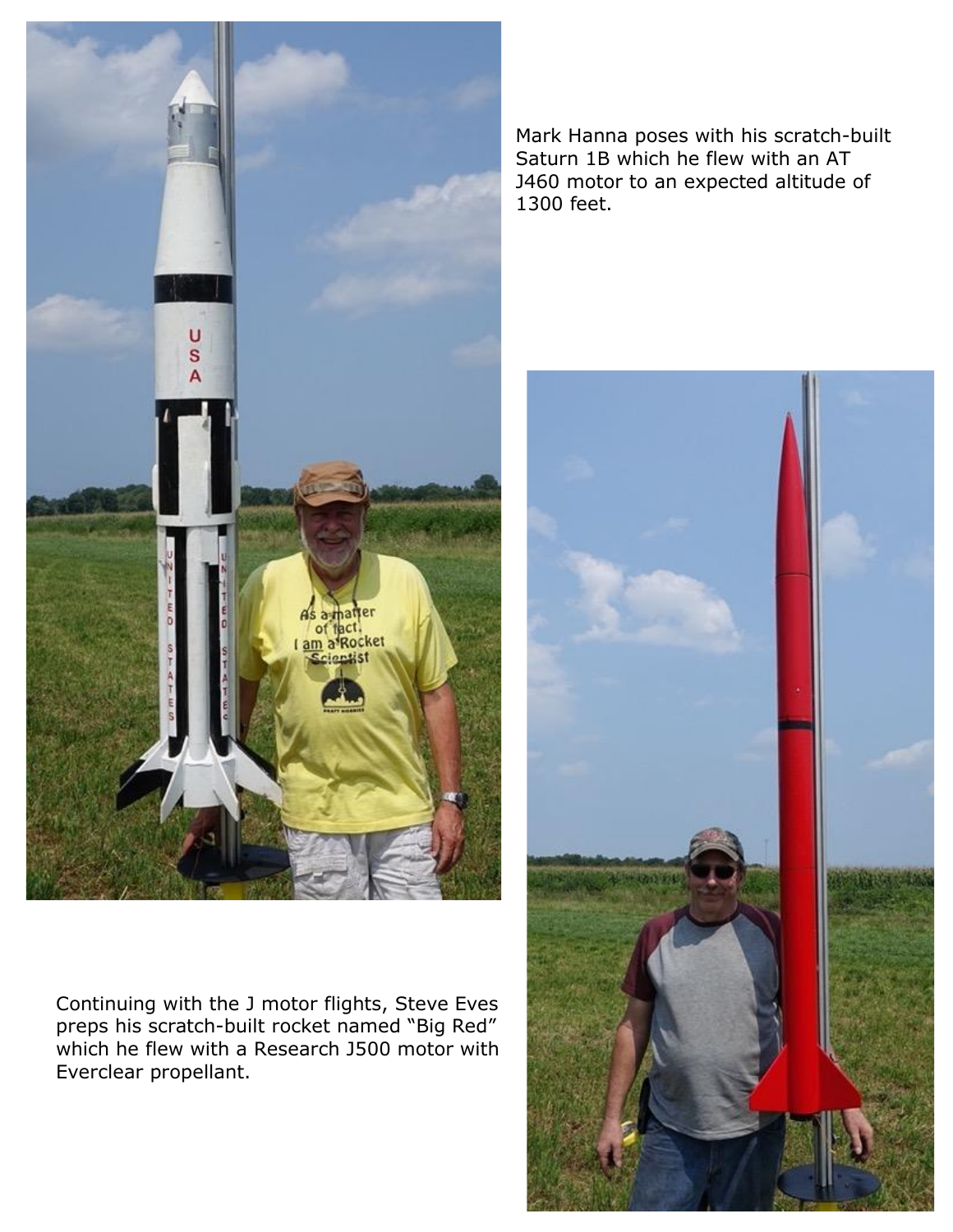Mark Hanna poses with his scratch-built Saturn 1B which he flew with an AT J460 motor to an expected altitude of 1300 feet.

Continuing with the J motor flights, Steve Eves preps his scratch-built rocket named “Big Red” which he flew with a Research J500 motor with Everclear propellant.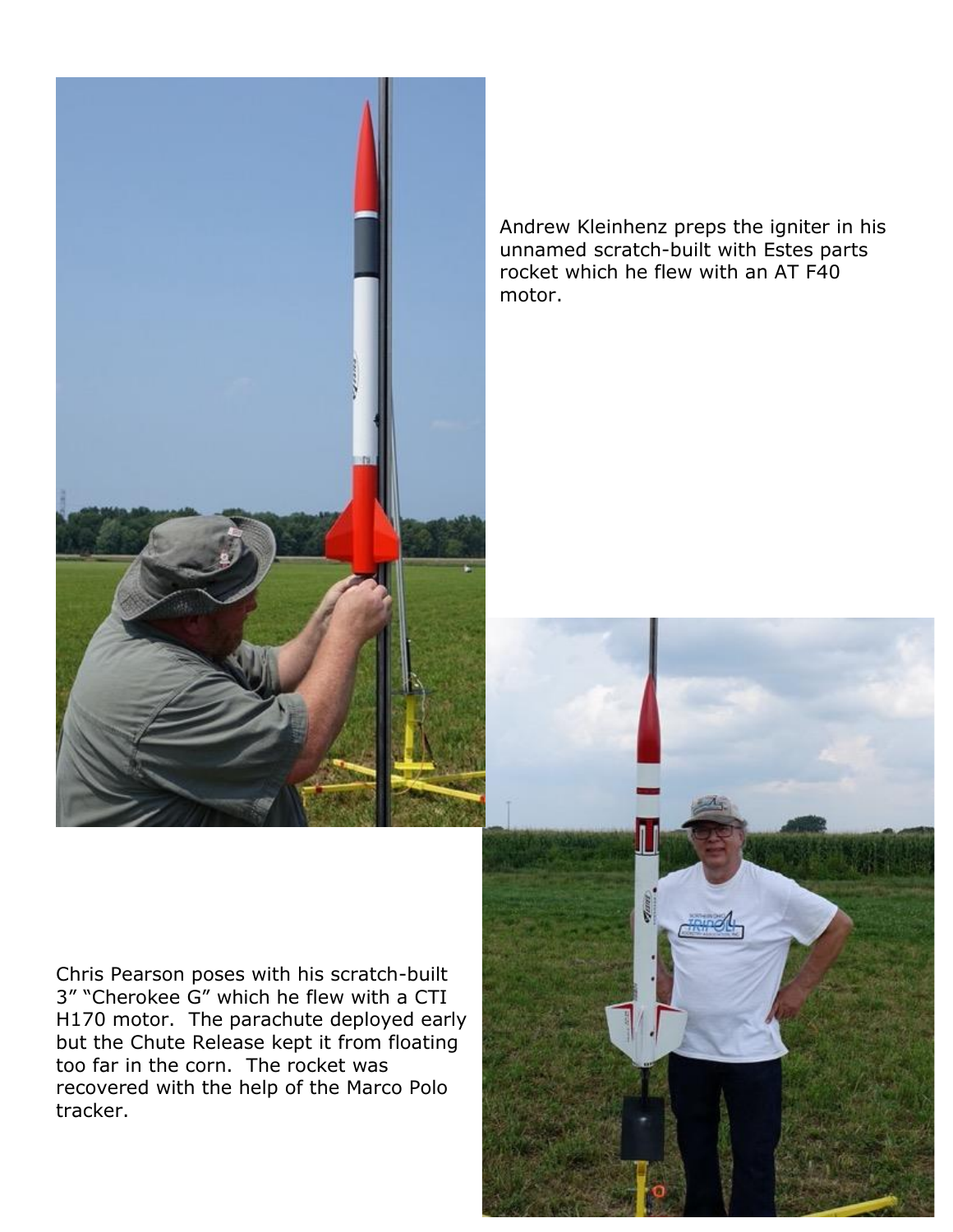Andrew Kleinhenz preps the igniter in his unnamed scratch-built with Estes parts rocket which he flew with an AT F40 motor.

Chris Pearson poses with his scratch-built 3" "Cherokee G" which he flew with a CTI H170 motor. The parachute deployed early but the Chute Release kept it from floating too far in the corn. The rocket was recovered with the help of the Marco Polo tracker.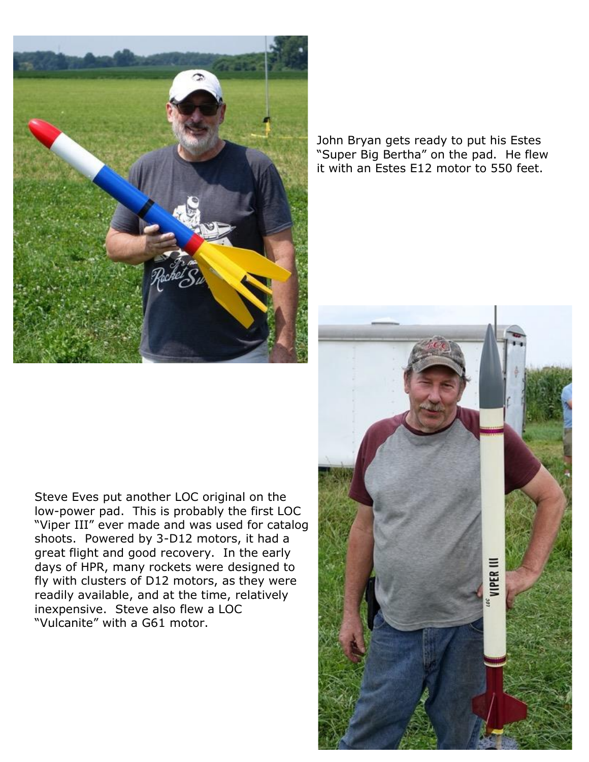John Bryan gets ready to put his Estes "Super Big Bertha" on the pad. He flew it with an Estes E12 motor to 550 feet.

Steve Eves put another LOC original on the low-power pad. This is probably the first LOC "Viper III" ever made and was used for catalog shoots. Powered by 3-D12 motors, it had a great flight and good recovery. In the early days of HPR, many rockets were designed to fly with clusters of D12 motors, as they were readily available, and at the time, relatively inexpensive. Steve also flew a LOC "Vulcanite" with a G61 motor.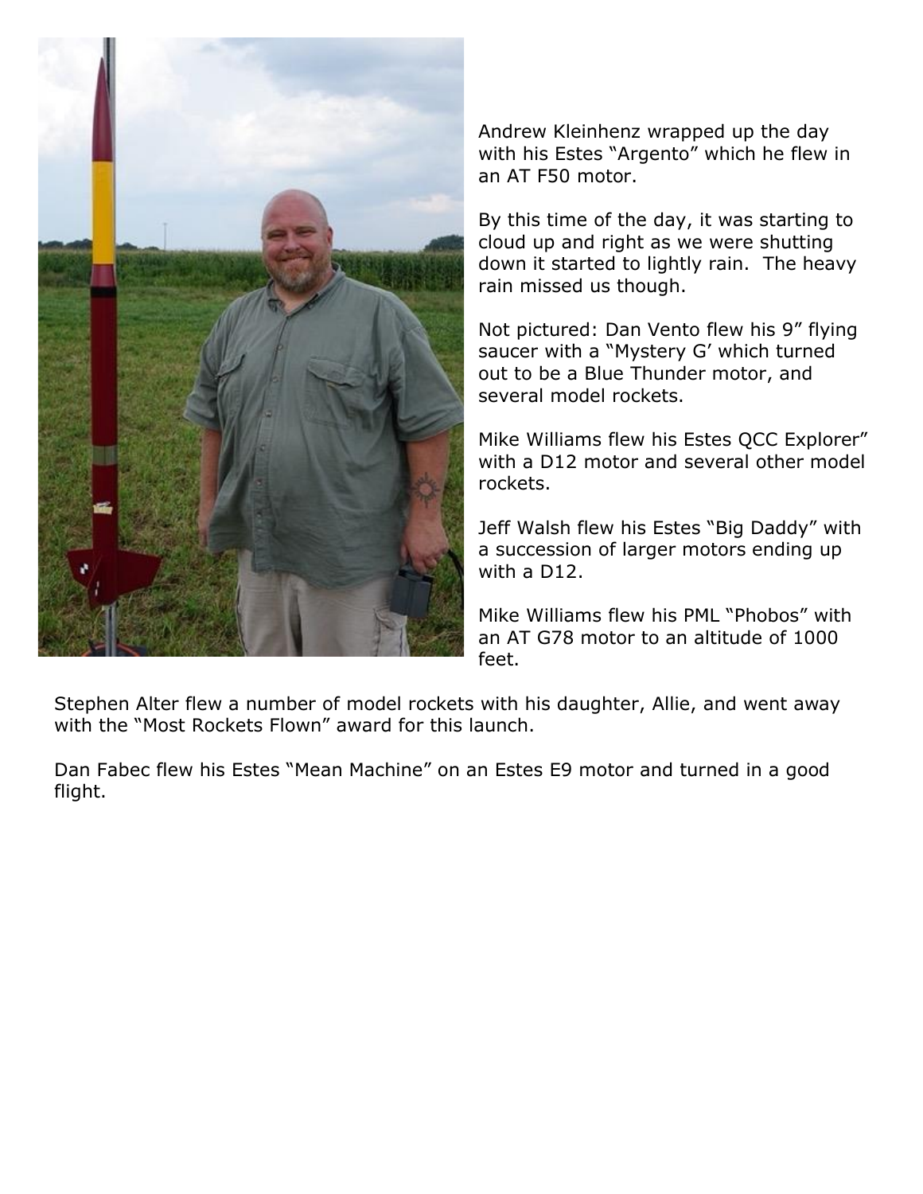Andrew Kleinhenz wrapped up the day with his Estes “Argento” which he flew in an AT F50 motor.

By this time of the day, it was starting to cloud up and right as we were shutting down it started to lightly rain. The heavy rain missed us though.

Not pictured: Dan Vento flew his 9” flying saucer with a “Mystery G’ which turned out to be a Blue Thunder motor, and several model rockets.

Mike Williams flew his Estes QCC Explorer” with a D12 motor and several other model rockets.

Jeff Walsh flew his Estes “Big Daddy” with a succession of larger motors ending up with a D12.

Mike Williams flew his PML “Phobos” with an AT G78 motor to an altitude of 1000 feet.

Stephen Alter flew a number of model rockets with his daughter, Allie, and went away with the “Most Rockets Flown” award for this launch.

Dan Fabec flew his Estes “Mean Machine” on an Estes E9 motor and turned in a good flight.